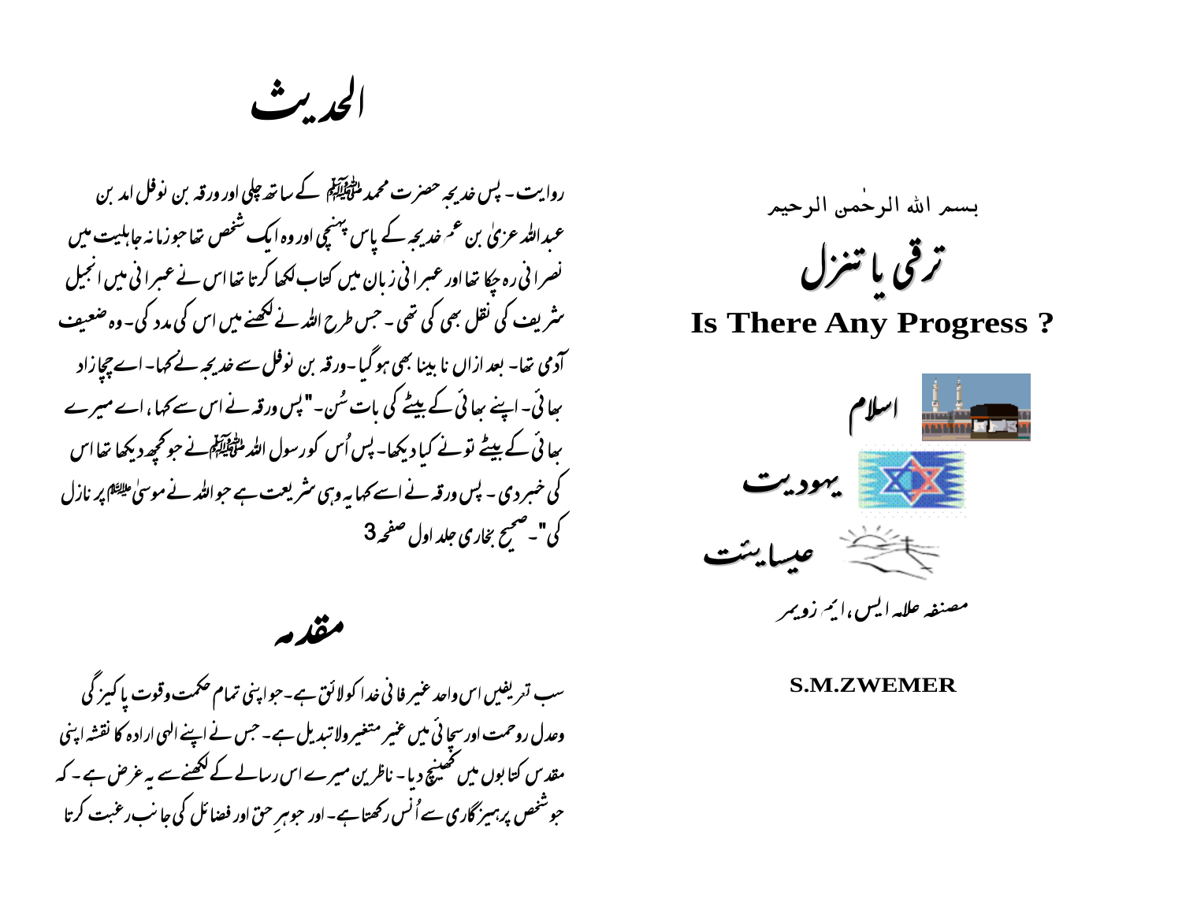بسم الله الرحمٰن الرحیم

# ترقی یا تنزل

# Is There Any Progress ?

اسلام

یہودیت

عیسایئت

مصنفہ علامہ ایس، ایمؔ زویمر

**S.M.ZWEMER**

# الحدیث

روایت۔ پس خدیجہ حضرت محمد ﷺ کے ساتھ چلی اور ورقہ بن نوفل امد بن عبداللہ عزیٰ بن عمؔ خدیجہ کے پاس پہنچی اور وہ ایک شخص تھا جو زمانہ جاہلیت میں نصرانی رہ چکا تھا اور عبرانی زبان میں کتاب لکھا کرتا تھا اس نے عبرانی میں انجیل شریف کی نقل بھی کی تھی۔ جس طرح اللہ نے لکھنے میں اس کی مدد کی۔ وہ ضعیف آدمی تھا۔ بعد ازاں نابینا بھی ہوگیا۔ ورقہ بن نوفل سے خدیجہ نے کہا۔ اے چچا زاد بھائی۔ اپنے بھائی کے بیٹے کی بات سُن۔ "پس ورقہ نے اس سے کہا، اے میرے بھائی کے بیٹے تونے کیا دیکھا۔ پس اُس کو رسول اللہ ﷺ نے جو کچھ دیکھا تھا اس کی خبر دی۔ پس ورقہ نے اسے کہا یہ وہی شریعت ہے جو اللہ نے موسیٰ علیہ السلام پر نازل کی"۔ صحیح بخاری جلد اول صفحہ 3

# مقدمہ

سب تعریفیں اس واحد غیر فانی خدا کو لائق ہے۔ جو اپنی تمام حکمت وقوت پاکیزگی وعدل ورحمت اور سچائی میں غیر متغیر ولا تبدیل ہے۔ جس نے اپنے الہیٰ ارادہ کا نقشہ اپنی مقدس کتابوں میں کھینچ دیا۔ ناظرین میرے اس رسالے کے لکھنے سے یہ غرض ہے۔ کہ جو شخص پرہیز گاری سے اُنس رکھتا ہے۔ اور جو ہرِ حق اور فضائل کی جانب رغبت کرتا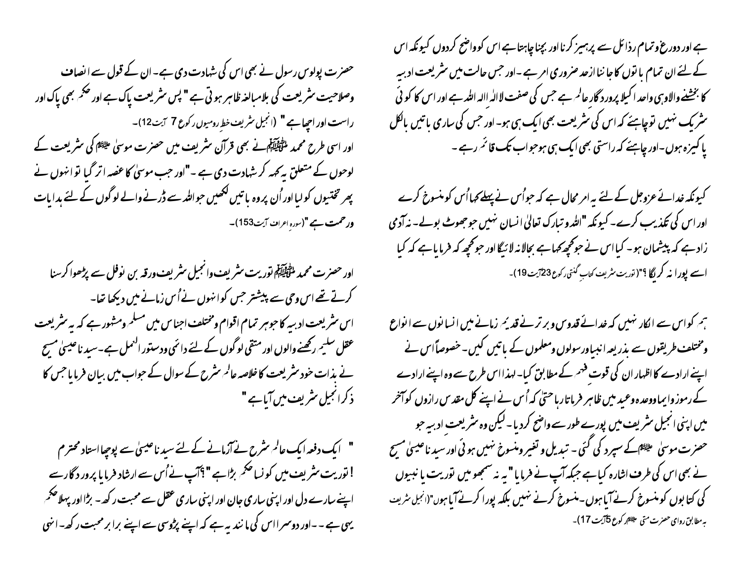ہے اور دورع و تمام رذائل سے پرہیز کرنا اور بچنا چاہتا ہے اس کو واضح کردوں کیونکہ اس کے لئے ان تمام باتوں کا جاننا ازحد ضروری امر ہے۔ اور جس حالت میں شریعت ادبیہ کا بخشنے والا وہی واحد اکیلا پروردگار عالم ہے جس کی صفت لاالہٰ الا اللہ ہے اور اس کا کوئی شریک نہیں تو چاہئے کہ اس کی شریعت بھی ایک ہی ہو۔ اور جس کی ساری باتیں بالکل پاکیزہ ہوں۔ اور چاہئے کہ راستی بھی ایک ہی ہو جو ابد تک قائم رہے۔

کیونکہ خدائے عزوجل کے لئے یہ امر محال ہے کہ جو اُس نے پہلے کہا اُس کو منسوخ کرے اور اس کی تکذیب کرے۔ کیونکہ "اللہ و تبارک تعالیٰ انسان نہیں جو جھوٹ بولے۔ نہ آدمی زاد ہے کہ پیشمان ہو۔ کیا اس نے جو کچھ کہا ہے بجا لانہ لائیگا اور جو کچھ کہ فرمایا ہے کہ کیا اسے پورا نہ کریگا ؟" (توریت شریف کتاب گنتی رکوع 23 آیت 19)۔

ہم کو اس سے انکار نہیں کہ خدائے قدوس و برتر نے قدیم زمانے میں انسانوں سے انواع ومختلف طریقوں سے بذریعہ انبیاورسولوں ومعلموں کے باتیں کیں۔ خصوصاً اس نے اپنے ارادے کا اظہار ان کی قوت فہم کے مطابق کیا۔ لہذا اس طرح سے وہ اپنے ارادے کے رموز وایما ووعدہ وعید میں ظاہر فرماتا رہا حتیٰ کہ اُس نے اپنے کل مقدس رازوں کو آخر میں اپنی انجیل شریف میں پورے طور سے واضح کردیا۔ لیکن وہ شریعت ادبیہ جو حضرت موسیٰ علیہ السلام کے سپرد کی گئی۔ تبدیل و تغیر و منسوخ نہیں ہوئی اور سیدنا عیسیٰ مسیح نے بھی اس کی طرف اشارہ کیا ہے جبکہ آپ نے فرمایا "یہ نہ سمجھو میں توریت یا نبیوں کی کتابوں کو منسوخ کرنے آیا ہوں۔ منسوخ کرنے نہیں بلکہ پورا کرنے آیا ہوں" (انجیل شریف بہ مطابق روای حضرت متی علیہ السلام رکوع 5 آیت 17)۔

حضرت پولوس رسول نے بھی اس کی شہادت دی ہے۔ ان کے قول سے انصاف وصلاحیت شریعت کی بلامبالغہ ظاہر ہوتی ہے "پس شریعت پاک ہے اور حکم بھی پاک اور راست اور اچھا ہے" (انجیل شریف خط رومیوں رکوع 7 آیت 12)۔

اور اسی طرح محمد ﷺ نے بھی قرآن شریف میں حضرت موسیٰ علیہ السلام کی شریعت کے لوحوں کے متعلق یہ کہہ کر شہادت دی ہے۔ "اور جب موسیٰ کا غصہ اتر گیا تو انہوں نے پھر تختیوں کو لیا اور اُن پر وہ باتیں لکھیں جو اللہ سے ڈرنے والے لوگوں کے لئے ہدایات ورحمت ہے" (سورہ اعراف آیت 153)۔

اور حضرت محمد ﷺ توریت شریف وانجیل شریف ورقہ بن نوفل سے پڑھوا کر سنا کرتے تھے اس وحی سے پیشتر جس کو انہوں نے اُس زمانے میں دیکھا تھا۔

اس شریعت ادبیہ کا جوہر تمام اقوام ومختلف اجناس میں مسلم ومشہور ہے کہ یہ شریعت عقل سلیم رکھنے والوں اور متقی لوگوں کے لئے دائمی ودستور العمل ہے۔ سیدنا عیسیٰ مسیح نے بذات خود شریعت کا خلاصہ عالم شرح کے سوال کے جواب میں بیان فرمایا جس کا ذکر انجیل شریف میں آیا ہے "

" ایک دفعہ ایک عالم شرح نے آزمانے کے لئے سیدنا عیسیٰ سے پوچھا استاد محترم ! توریت شریف میں کونسا حکم بڑا ہے "؟ آپ نے اُس سے ارشاد فرمایا پروردگار سے اپنے سارے دل اور اپنی ساری جان اور اپنی ساری عقل سے محبت رکھ۔ بڑا اور پہلا حکم یہی ہے ۔۔ اور دوسرا اس کی مانند یہ ہے کہ اپنے پڑوسی سے اپنے برابر محبت رکھ۔ انہی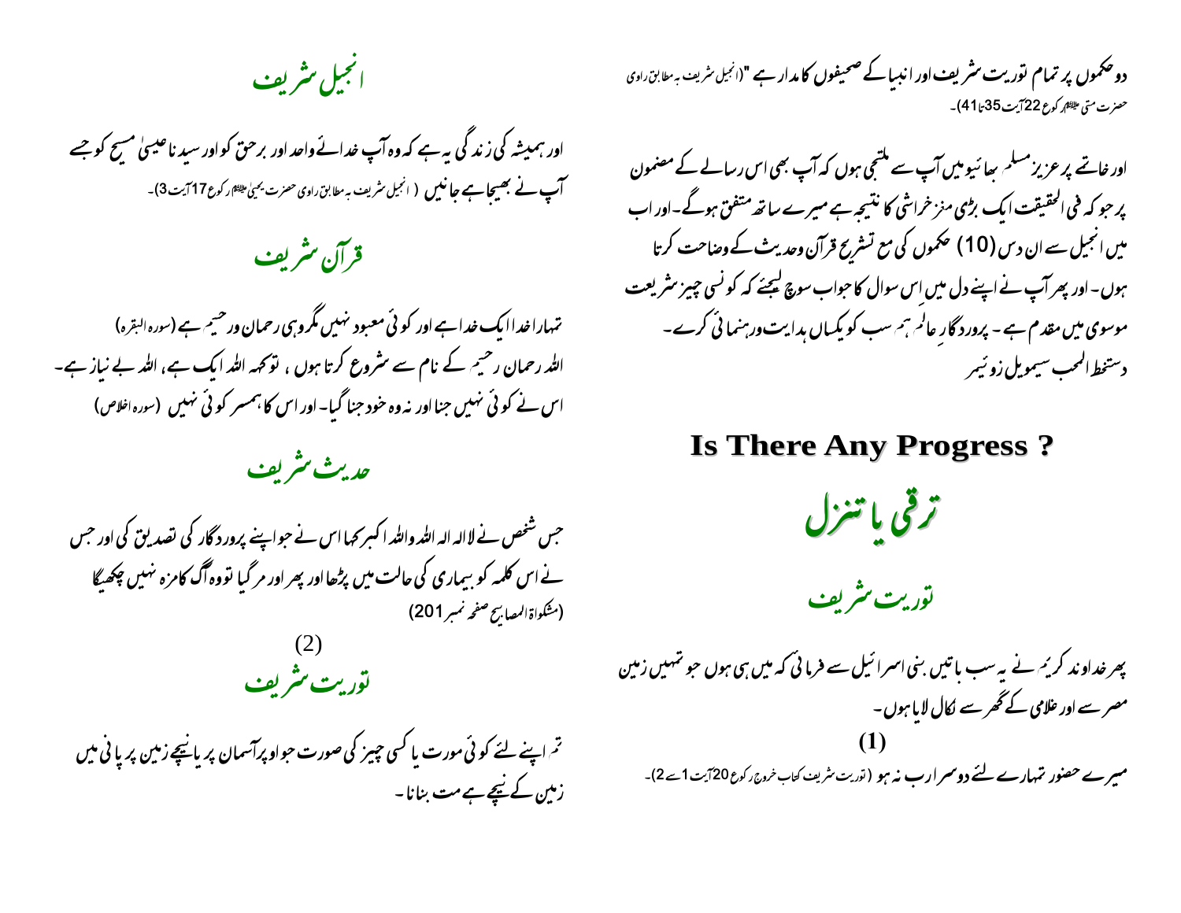دو حکموں پر تمام توریت شریف اور انبیا کے صحیفوں کا مدار ہے "(انجیل شریف بہ مطابق راوی حضرت متی علیہ السلام رکوع 22 آیت 35 تا 41)۔

اور خاتمے پر عزیز مسلم بھائیوں میں آپ سے ملتجی ہوں کہ آپ بھی اس رسالے کے مضمون پر جو کہ فی الحقیقت ایک بڑی مغز خراشی کا نتیجہ ہے میرے ساتھ متفق ہونگے۔ اور اب میں انجیل سے ان دس (10) حکموں کی مع تشریح قرآن وحدیث کے وضاحت کرتا ہوں۔ اور پھر آپ نے اپنے دل میں اس سوال کا جواب سوچ لیجئے کہ کونسی چیز شریعت موسوی میں مقدم ہے۔ پروردگار عالم ہم سب کو یکساں ہدایت ورہنمائی کرے۔

دستخط المحب سیموئیل زوئیمر

# Is There Any Progress ?

# ترقی یا تنزل

## توریت شریف

پھر خداوند کریم نے یہ سب باتیں بنی اسرائیل سے فرمائی کہ میں ہی ہوں جو تمہیں زمین مصر سے اور غلامی کے گھر سے نکال لایا ہوں۔

**(1)**

میرے حضور تمہارے لئے دوسرا رب نہ ہو (توریت شریف کتاب خروج رکوع 20 آیت 1 سے 2)۔

## انجیل شریف

اور ہمیشہ کی زندگی یہ ہے کہ وہ آپ خدائے واحد اور برحق کو اور سیدنا عیسیٰ مسیح کو جسے آپ نے بھیجا ہے جانیں (انجیل شریف بہ مطابق راوی حضرت یحییٰ علیہ السلام رکوع 17 آیت 3)۔

## قرآن شریف

تمہارا خدا ایک خدا ہے اور کوئی معبود نہیں مگروہی رحمان ورحیم ہے (سورہ البقرہ)
اللہ رحمان رحیم کے نام سے شروع کرتا ہوں، تو کہہ اللہ ایک ہے، اللہ بے نیاز ہے۔ اس نے کوئی نہیں جنا اور نہ وہ خود جنا گیا۔ اور اس کا ہمسر کوئی نہیں (سورہ اخلاص)

## حدیث شریف

جس شخص نے لاالہ الا اللہ واللہ اکبر کہا اس نے جو اپنے پروردگار کی تصدیق کی اور جس نے اس کلمہ کو بیماری کی حالت میں پڑھا اور پھر اور مرگیا تو وہ آگ کا مزہ نہیں چکھیگا (مشکواۃ المصابیح صفحہ نمبر 201)

(2)

## توریت شریف

تم اپنے لئے کوئی مورت یا کسی چیز کی صورت جو اوپر آسمان پر یا نیچے زمین پر یا پانی میں زمین کے نیچے ہے مت بنانا۔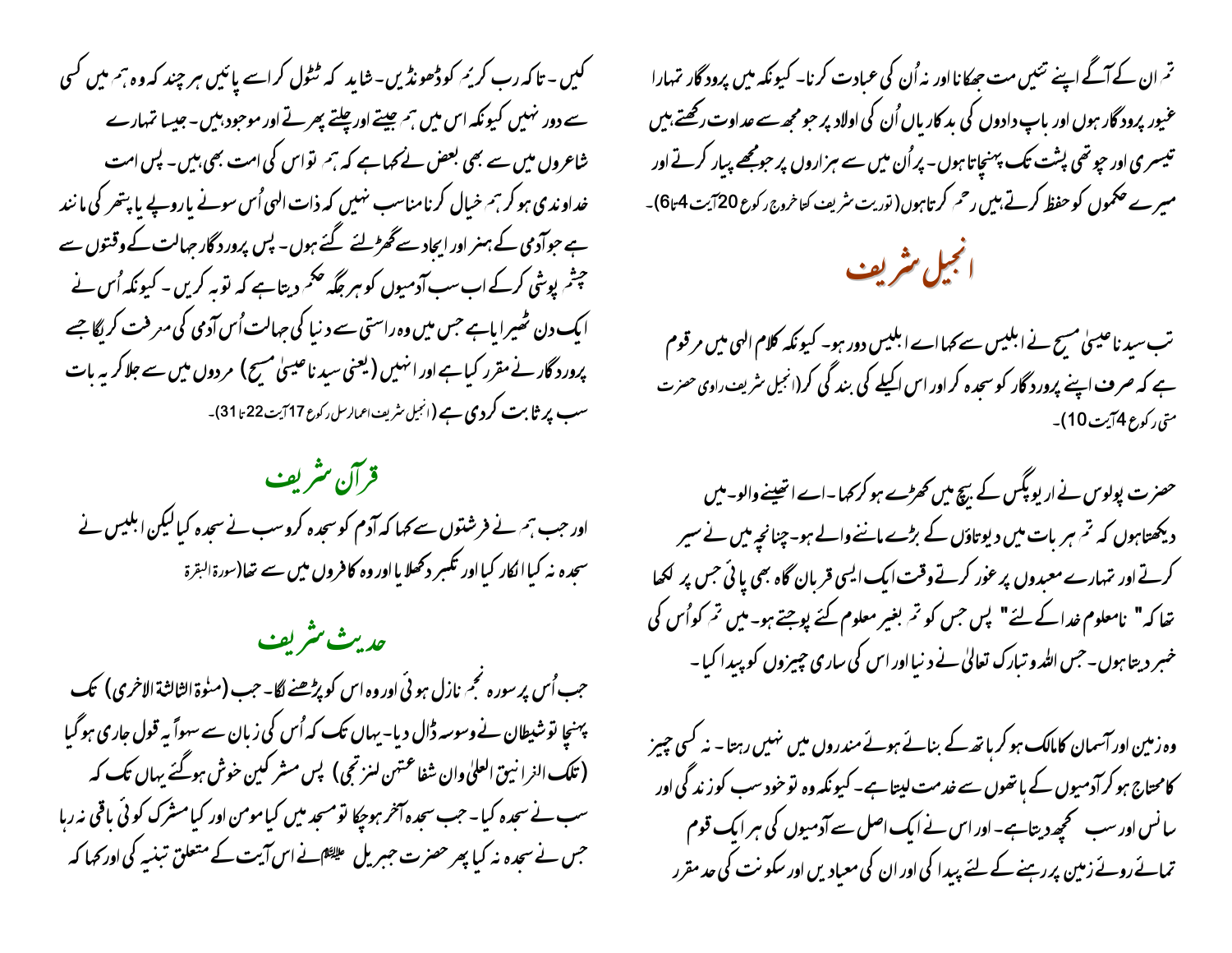تم ان کے آگے اپنے تئیں مت جھکانا اور نہ اُن کی عبادت کرنا۔ کیونکہ میں پرودگار تمہارا غیور پرودگار ہوں اور باپ دادوں کی بدکاریاں اُن کی اولاد پر جو مجھ سے عداوت رکھتے ہیں تیسری اور چوتھی پشت تک پہنچاتا ہوں۔ پر اُن میں سے ہزاروں پر جو مجھے پیار کرتے اور میرے حکموں کو حفظ کرتے ہیں رحم کرتا ہوں (توریت شریف کتاب خروج رکوع 20 آیت 4تا6)۔

## انجیل شریف

تب سیدنا عیسیٰ مسیح نے ابلیس سے کہا اے ابلیس دور ہو۔ کیونکہ کلام الہیٰ میں مرقوم ہے کہ صرف اپنے پرورد گار کو سجدہ کر اور اس اکیلے کی بندگی کر (انجیل شریف راوی حضرت متی رکوع 4 آیت 10)۔

حضرت پولوس نے اریوپگس کے بیچ میں کھڑے ہو کر کہا۔ اے اتھینے والو۔ میں دیکھتا ہوں کہ تم ہر بات میں دیوتاؤں کے بڑے ماننے والے ہو۔ چنانچہ میں نے سیر کرتے اور تمہارے معبودوں پر غور کرتے وقت ایک ایسی قربان گاہ بھی پائی جس پر لکھا تھا کہ " نامعلوم خدا کے لئے " پس جس کو تم بغیر معلوم کئے پوجتے ہو۔ میں تم کو اُس کی خبر دیتا ہوں۔ جس اللہ و تبارک تعالیٰ نے دنیا اور اس کی ساری چیزوں کو پیدا کیا۔

وہ زمین اور آسمان کا مالک ہو کر ہاتھ کے بنائے ہوئے مندروں میں نہیں رہتا۔ نہ کسی چیز کا محتاج ہو کر آدمیوں کے ہاتھوں سے خدمت لیتا ہے۔ کیونکہ وہ تو خود سب کو زندگی اور سانس اور سب کچھ دیتا ہے۔ اور اس نے ایک اصل سے آدمیوں کی ہر ایک قوم تمائے روئے زمین پر رہنے کے لئے پیدا کی اور ان کی معیادیں اور سکونت کی حد مقرر کیں۔ تاکہ رب کریمؐ کو ڈھونڈیں۔ شاید کہ ٹٹول کر اسے پائیں ہر چند کہ وہ ہم میں کسی سے دور نہیں کیونکہ اس میں ہم جیتے اور چلتے پھرتے اور موجود ہیں۔ جیسا تمہارے شاعروں میں سے بھی بعض نے کہا ہے کہ ہم تو اس کی امت بھی ہیں۔ پس امت خداوندی ہو کر ہم خیال کرنا مناسب نہیں کہ ذات الہیٰ اُس سونے یا روپے یا پتھر کی مانند ہے جو آدمی کے ہنر اور ایجاد سے گھڑلئے گئے ہوں۔ پس پروردگار جہالت کے وقتوں سے چشم پوشی کرکے اب سب آدمیوں کو ہر جگہ حکم دیتا ہے کہ توبہ کریں۔ کیونکہ اُس نے ایک دن ٹھیرایا ہے جس میں وہ راستی سے دنیا کی جہالت اُس آدمی کی معرفت کریگا جسے پروردگار نے مقرر کیا ہے اور انہیں (یعنی سیدنا عیسیٰ مسیح) مردوں میں سے جلا کر یہ بات سب پر ثابت کردی ہے (انجیل شریف اعمال رسل رکوع 17 آیت 22 تا 31)۔

## قرآن شریف

اور جب ہم نے فرشتوں سے کہا کہ آدم کو سجدہ کرو سب نے سجدہ کیا لیکن ابلیس نے سجدہ نہ کیا انکار کیا اور تکبر دکھلایا اور وہ کافروں میں سے تھا (سورۃ البقرۃ

## حدیث شریف

جب اُس پر سورہ نجم نازل ہوئی اور وہ اس کو پڑھنے لگا۔ جب (مٰنوۃ الثالثۃ الاخریٰ) تک پہنچا تو شیطان نے وسوسہ ڈال دیا۔ یہاں تک کہ اُس کی زبان سے سہواً یہ قول جاری ہو گیا (تلک الغرانیق العلیٰ وان شفاعتھن لترتجی) پس مشرکین خوش ہوگئے یہاں تک کہ سب نے سجدہ کیا۔ جب سجدہ آخر ہوچکا تو مسجد میں کیا مومن اور کیا مشرک کوئی باقی نہ رہا جس نے سجدہ نہ کیا پھر حضرت جبریل علیہ السلام نے اس آیت کے متعلق تنبیہ کی اور کہا کہ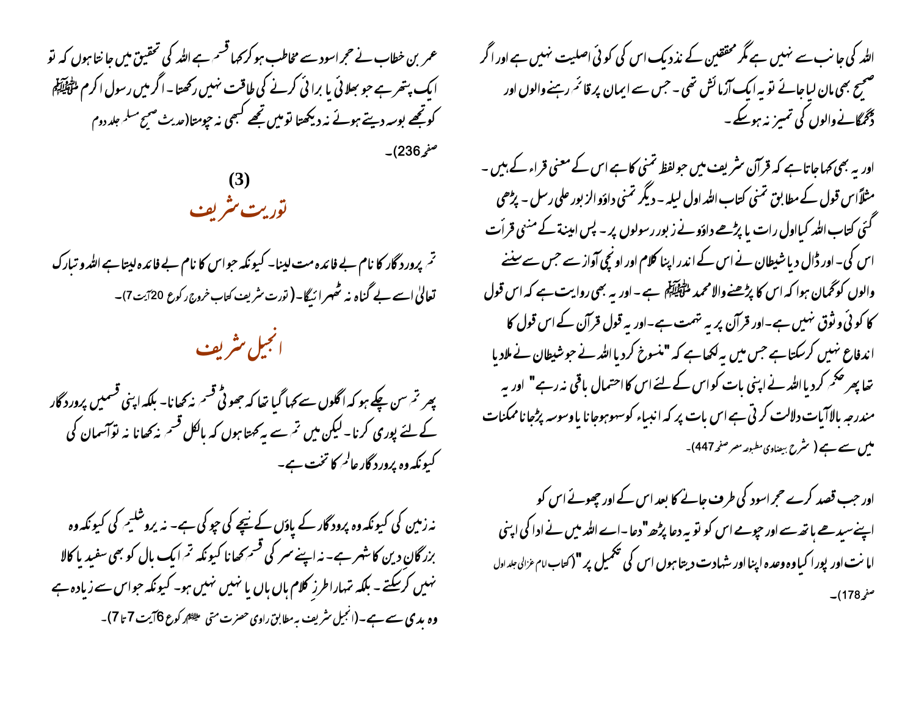اللہ کی جانب سے نہیں ہے مگر محققین کے نذدیک اس کی کوئی اصلیت نہیں ہے اور اگر صحیح بھی مان لیا جائے تو یہ ایک آزمائش تھی ۔ جس سے ایمان پر قائم رہنے والوں اور ڈگمگانے والوں کی تمیز نہ ہوسکے ۔

اور یہ بھی کہا جاتا ہے کہ قرآن شریف میں جو لفظ تمنی کا ہے اس کے معنی قراء کے ہیں ۔ مثلاً اس قول کے مطابق تمنی کتاب اللہ اول لیلہ ۔ دیگر تمنی داؤد الزبور علی رسل ۔ پڑھی گئی کتاب اللہ کیا اول رات یا پڑھے داؤد نے زبور رسولوں پر ۔ پس امینة کے منعی قرأت اس کی ۔ اور ڈال دیا شیطان نے اس کے اندر اپنا کلام اور اونچی آواز سے جس سے سننے والوں کو گمان ہوا کہ اس کا پڑھنے والا محمد ﷺ ہے ۔ اور یہ بھی روایت ہے کہ اس قول کا کوئی وثوق نہیں ہے ۔ اور قرآن پر یہ تہمت ہے ۔ اور یہ قول قرآن کے اس قول کا اندفاع نہیں کرسکتا ہے جس میں یہ لکھا ہے کہ "منسوخ کردیا اللہ نے جو شیطان نے ملادیا تھا پھر حکم کردیا اللہ نے اپنی بات کو اس کے لئے اس کا احتمال باقی نہ رہے" اور یہ مندرجہ بالاآیات دلالت کرتی ہے اس بات پر کہ انبیاء کو سہو ہوجانا یا وسوسہ پڑجانا ممکنات میں سے ہے ( شرح بیضاوی مطبوعہ مصر صفحہ 447)۔

اور جب قصد کرے حجر اسود کی طرف جانے کا بعد اس کے اور چھوئے اس کو اپنے سیدھے ہاتھ سے اور چومے اس کو تو یہ دعا پڑھ "دعا ۔ اے اللہ میں نے ادا کی اپنی امانت اور پورا کیا وہ وعدہ اپنا اور شہادت دیتا ہوں اس کی تکمیل پر " (کتاب امام غزالی جلد اول صفحہ 178)۔

عمر بن خطاب نے حجر اسود سے مخاطب ہو کر کہا قسم ہے اللہ کی تحقیق میں جانتا ہوں کہ تو ایک پتھر ہے جو بھلائی یا برائی کرنے کی طاقت نہیں رکھتا ۔ اگر میں رسول اکرم ﷺ کو تجھے بوسہ دیتے ہوئے نہ دیکھتا تو میں تجھے کبھی نہ چومتا (حدیث صحیح مسلم جلد دوم صفحہ 236)۔

## (3)

## توریت شریف

تم پروردگار کا نام بے فائدہ مت لینا ۔ کیونکہ جو اس کا نام بے فائدہ لیتا ہے اللہ و تبارک تعالیٰ اسے بے گناہ نہ ٹھہرائیگا ۔ (تورت شریف کتاب خروج رکوع 20 آیت 7)۔

## انجیل شریف

پھر تم سن چکے ہو کہ اگلوں سے کہا گیا تھا کہ جھوٹی قسم نہ کھانا ۔ بلکہ اپنی قسمیں پروردگار کے لئے پوری کرنا ۔ لیکن میں تم سے یہ کہتا ہوں کہ بالکل قسم نہ کھانا نہ تو آسمان کی کیونکہ وہ پروردگار عالم کا تخت ہے ۔

نہ زمین کی کیونکہ وہ پرودگار کے پاؤں کے نیچے کی چوکی ہے ۔ نہ یروشلیم کی کیونکہ وہ بزرگان دین کا شہر ہے ۔ نہ اپنے سر کی قسم کھانا کیونکہ تم ایک بال کو بھی سفید یا کالا نہیں کرسکتے ۔ بلکہ تمہارا طرزِ کلام ہاں ہاں یا نہیں نہیں ہو ۔ کیونکہ جو اس سے زیادہ ہے وہ بدی سے ہے ۔ (انجیل شریف بہ مطابق راوی حضرت متی علیہ السلام رکوع 6 آیت 7 تا 7)۔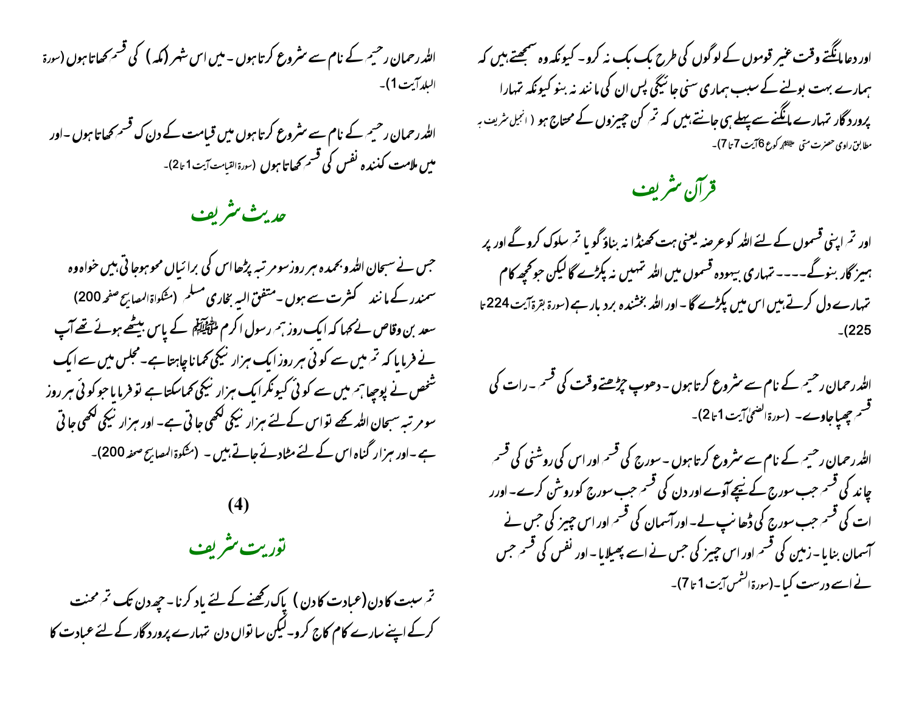اور دعا مانگتے وقت غیر قوموں کے لوگوں کی طرح بک بک نہ کرو۔ کیونکہ وہ سمجھتے ہیں کہ ہمارے بہت بولنے کے سبب ہماری سنی جائیگی پس ان کی مانند نہ بنو کیونکہ تمہارا پروردگار تمہارے مانگنے سے پہلے ہی جانتے ہیں کہ تم کن چیزوں کے محتاج ہو (انجیل شریف بہ مطابق راوی حضرت متی ؑ رکوع 6 آیت 7 تا 7)۔

## قرآن شریف

اور تم اپنی قسموں کے لئے اللہ کو عرضہ یعنی ہٹ کھنڈا نہ بناؤ گویا تم سلوک کرو گے اور پرہیز گار بنوگے۔۔۔۔ تمہاری بیہودہ قسموں میں اللہ تمہیں نہ پکڑے گا لیکن جو کچھ کام تمہارے دل کرتے ہیں اس میں پکڑے گا۔ اور اللہ بخشندہ برد بار ہے (سورۃ بقرۃ آیت 224 تا 225)۔

اللہ رحمان رحیم کے نام سے شروع کرتا ہوں۔ دھوپ چڑھتے وقت کی قسم۔ رات کی قسم چھپا جاوے۔ (سورۃ الضحیٰ آیت 1 تا 2)۔

اللہ رحمان رحیم کے نام سے شروع کرتا ہوں۔ سورج کی قسم اور اس کی روشنی کی قسم چاند کی قسم جب سورج کے نیچے آوے اور دن کی قسم جب سورج کو روشن کرے۔ اور رات کی قسم جب سورج کی ڈھانپ لے۔ اور آسمان کی قسم اور اس چیز کی جس نے آسمان بنایا۔ زمین کی قسم اور اس چیز کی جس نے اسے پھیلایا۔ اور نفس کی قسم جس نے اسے درست کیا۔ (سورۃ الشمس آیت 1 تا 7)۔

اللہ رحمان رحیم کے نام سے شروع کرتا ہوں۔ میں اس شہر (مکہ) کی قسم کھاتا ہوں (سورۃ البلد آیت 1)۔

اللہ رحمان رحیم کے نام سے شروع کرتا ہوں میں قیامت کے دن کی قسم کھاتا ہوں۔ اور میں ملامت کنندہ نفس کی قسم کھاتا ہوں (سورۃ القیامت آیت 1 تا 2)۔

## حدیث شریف

جس نے سبحان اللہ و بحمدہ ہر روز سو مرتبہ پڑھا اس کی برائیاں محو ہو جاتی ہیں خواہ وہ سمندر کے مانند کثرت سے ہوں۔ متفق الیہ بخاری مسلم (مشکواۃ المصابیح صفحہ 200)

سعد بن وقاص نے کہا کہ ایک روز ہم رسول اکرم ﷺ کے پاس بیٹھے ہوئے تھے آپ نے فرمایا کہ تم میں سے کوئی ہر روز ایک ہزار نیکی کمانا چاہتا ہے۔ مجلس میں سے ایک شخص نے پوچھا ہم میں سے کوئی کیونکر ایک ہزار نیکی کماسکتا ہے تو فرمایا جو کوئی ہر روز سو مرتبہ سبحان اللہ کہے تو اس کے لئے ہزار نیکی لکھی جاتی ہے۔ اور ہزار نیکی لکھی جاتی ہے۔ اور ہزار گناہ اس کے لئے مٹادئے جاتے ہیں۔ (مشکوۃ المصابیح صفحہ 200)۔

## (4)

## توریت شریف

تم سبت کا دن (عبادت کا دن) پاک رکھنے کے لئے یاد کرنا۔ چھ دن تک تم محنت کرکے اپنے سارے کام کاج کرو۔ لیکن ساتواں دن تمہارے پروردگار کے لئے عبادت کا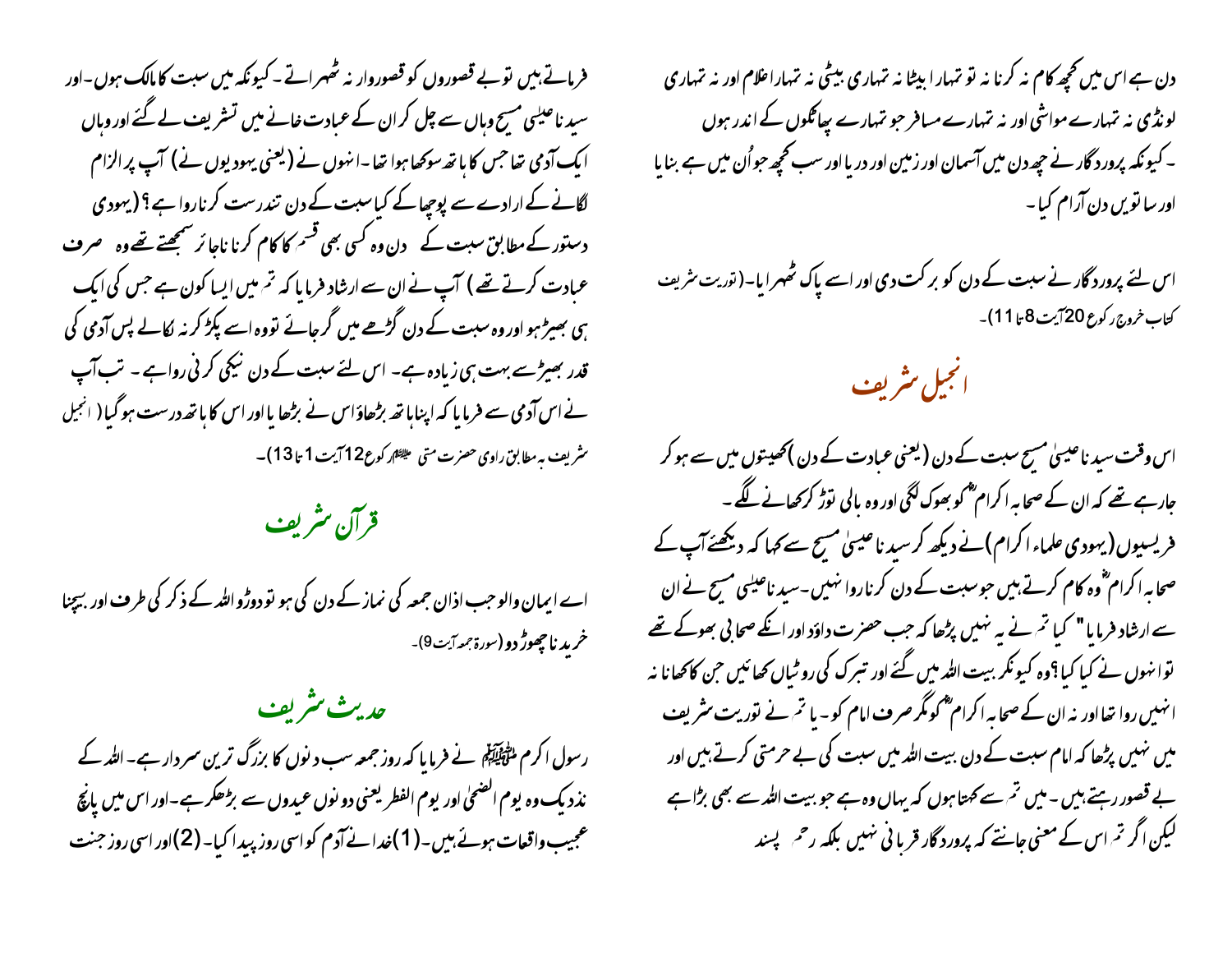دن ہے اس میں کچھ کام نہ کرنا نہ تو تمہارا بیٹا نہ تمہاری بیٹی نہ تمہارا غلام اور نہ تمہاری لونڈی نہ تمہارے مواشی اور نہ تمہارے مسافر جو تمہارے پھاٹکوں کے اندر ہوں ۔ کیونکہ پروردگار نے چھ دن میں آسمان اور زمین اور دریا اور سب کچھ جو اُن میں ہے بنایا اور ساتویں دن آرام کیا۔

اس لئے پروردگار نے سبت کے دن کو برکت دی اور اسے پاک ٹھہرایا۔ (توریت شریف کتاب خروج رکوع 20 آیت 8 تا 11)۔

## انجیل شریف

اس وقت سیدنا عیسیٰ مسیح سبت کے دن (یعنی عبادت کے دن) کھیتوں میں سے ہو کر جا رہے تھے کہ ان کے صحابہ اکرامؓ کو بھوک لگی اور وہ بالی توڑ کر کھانے لگے۔
فریسیوں (یہودی علماء اکرام) نے دیکھ کر سیدنا عیسیٰ مسیح سے کہا کہ دیکھئے آپ کے صحابہ اکرامؓ وہ کام کرتے ہیں جو سبت کے دن کرنا روا نہیں۔ سیدنا عیسیٰ مسیح نے ان سے ارشاد فرمایا" کیا تم نے یہ نہیں پڑھا کہ جب حضرت داؤد اور انکے صحابی بھوکے تھے تو انہوں نے کیا کیا؟ وہ کیونکر بیت اللہ میں گئے اور تبرک کی روٹیاں کھائیں جن کا کھانا نہ انہیں روا تھا اور نہ ان کے صحابہ اکرامؓ کو مگر صرف امام کو۔ یا تم نے توریت شریف میں نہیں پڑھا کہ امام سبت کے دن بیت اللہ میں سبت کی بے حرمتی کرتے ہیں اور بے قصور رہتے ہیں۔ میں تم سے کہتا ہوں کہ یہاں وہ ہے جو بیت اللہ سے بھی بڑا ہے لیکن اگر تم اس کے معنی جانتے کہ پروردگار قربانی نہیں بلکہ رحم پسند فرماتے ہیں تو بے قصوروں کو قصوروار نہ ٹھہراتے۔ کیونکہ میں سبت کا مالک ہوں۔ اور سیدنا عیسیٰ مسیح وہاں سے چل کر ان کے عبادت خانے میں تشریف لے گئے اور وہاں ایک آدمی تھا جس کا ہاتھ سوکھا ہوا تھا۔ انہوں نے (یعنی یہودیوں نے) آپ پر الزام لگانے کے ارادے سے پوچھا کہ کیا سبت کے دن تندرست کرنا روا ہے؟ (یہودی دستور کے مطابق سبت کے دن وہ کسی بھی قسم کا کام کرنا ناجائز سمجھتے تھے وہ صرف عبادت کرتے تھے) آپ نے ان سے ارشاد فرمایا کہ تم میں ایسا کون ہے جس کی ایک ہی بھیڑ ہو اور وہ سبت کے دن گڑھے میں گر جائے تو وہ اسے پکڑ کر نہ نکالے پس آدمی کی قدر بھیڑ سے بہت ہی زیادہ ہے۔ اس لئے سبت کے دن نیکی کرنی روا ہے۔ تب آپ نے اس آدمی سے فرمایا کہ اپنا ہاتھ بڑھاؤ اس نے بڑھایا اور اس کا ہاتھ درست ہو گیا (انجیل شریف بہ مطابق راوی حضرت متی علیہ السلام رکوع 12 آیت 1 تا 13)۔

## قرآن شریف

اے ایمان والو جب اذان جمعہ کی نماز کے دن کی ہو تو دوڑو اللہ کے ذکر کی طرف اور بیچنا خریدنا چھوڑ دو (سورۃ جمعہ آیت 9)۔

## حدیث شریف

رسول اکرم ﷺ نے فرمایا کہ روز جمعہ سب دنوں کا بزرگ ترین سردار ہے۔ اللہ کے نزدیک وہ یوم الضحیٰ اور یوم الفطر یعنی دونوں عیدوں سے بڑھکر ہے۔ اور اس میں پانچ عجیب واقعات ہوئے ہیں۔ (1) خدا نے آدم کو اسی روز پیدا کیا۔ (2) اور اسی روز جنت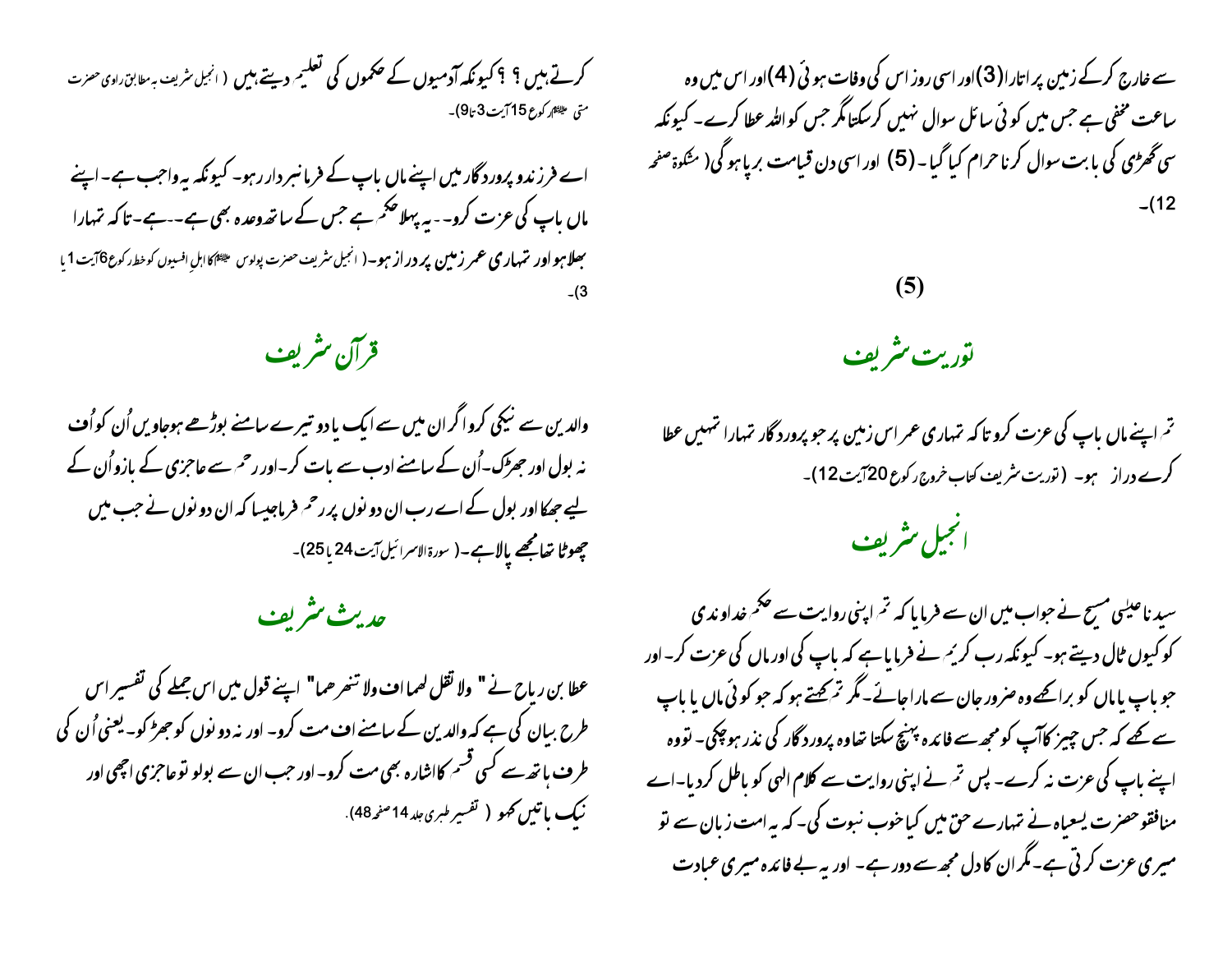سے خارج کرکے زمین پر اتارا(3)اور اسی روز اس کی وفات ہوئی(4)اور اس میں وہ ساعت مخفی ہے جس میں کوئی سائل سوال نہیں کرسکتا مگر جس کو اللہ عطا کرے۔ کیونکہ سی گھڑی کی بابت سوال کرنا حرام کیا گیا۔(5) اور اسی دن قیامت برپا ہوگی( مشکوۃ صفحہ 12)۔

**(5)**

## توریت شریف

تم اپنے ماں باپ کی عزت کرو تاکہ تمہاری عمر اس زمین پر جو پروردگار تمہارا تمہیں عطا کرے دراز ہو۔ ( توریت شریف کتاب خروج رکوع 20آیت 12)۔

## انجیل شریف

سیدنا عیسیٰ مسیح نے جواب میں ان سے فرمایا کہ تم اپنی روایت سے حکم خداوندی کو کیوں ٹال دیتے ہو۔ کیونکہ رب کریم نے فرمایا ہے کہ باپ کی اور ماں کی عزت کر۔ اور جو باپ یا ماں کو برا کہے وہ ضرور جان سے مارا جائے۔ مگر تم کہتے ہو کہ جو کوئی ماں یا باپ سے کہے کہ جس چیز کا آپ کو مجھ سے فائدہ پہنچ سکتا تھا وہ پروردگار کی نذر ہوچکی۔ تو وہ اپنے باپ کی عزت نہ کرے۔ پس تم نے اپنی روایت سے کلام الہیٰ کو باطل کردیا۔ اے منافقو حضرت یسعیاہ نے تمہارے حق میں کیا خوب نبوت کی۔ کہ یہ امت زبان سے تو میری عزت کرتی ہے۔ مگر ان کا دل مجھ سے دور ہے۔ اور یہ بے فائدہ میری عبادت کرتے ہیں ؟ ؟ کیونکہ آدمیوں کے حکموں کی تعلیم دیتے ہیں ( انجیل شریف بہ مطابق راوی حضرت متی علیہ السلام رکوع 15آیت 3تا9)۔

اے فرزندو پروردگار میں اپنے ماں باپ کے فرمانبردار رہو۔ کیونکہ یہ واجب ہے۔ اپنے ماں باپ کی عزت کرو۔۔ یہ پہلا حکم ہے جس کے ساتھ وعدہ بھی ہے۔۔ہے۔ تاکہ تمہارا بھلا ہو اور تمہاری عمر زمین پر دراز ہو۔( انجیل شریف حضرت پولوس علیہ السلام کا اہلِ افسیوں کو خط رکوع 6آیت 1 یا 3)۔

## قرآن شریف

والدین سے نیکی کرو اگر ان میں سے ایک یا دو تیرے سامنے بوڑھے ہوجاویں اُن کو اُف نہ بول اور جھڑک۔ اُن کے سامنے ادب سے بات کر۔ اور رحم سے عاجزی کے بازو اُن کے لیے جھکا اور بول کے اے رب ان دونوں پر رحم فرما جیسا کہ ان دونوں نے جب میں چھوٹا تھا مجھے پالا ہے۔( سورۃ الاسرائیل آیت 24 یا 25)۔

## حدیث شریف

عطا بن ریاح نے " ولا تقل لھما اف ولا تنھر ھما" اپنے قول میں اس جملے کی تفسیر اس طرح بیان کی ہے کہ والدین کے سامنے اف مت کرو۔ اور نہ دونوں کو جھڑکو۔ یعنی اُن کی طرف ہاتھ سے کسی قسم کا اشارہ بھی مت کرو۔ اور جب ان سے بولو تو عاجزی اچھی اور نیک باتیں کہو ( تفسیر طبری جلد 14صفحہ 48).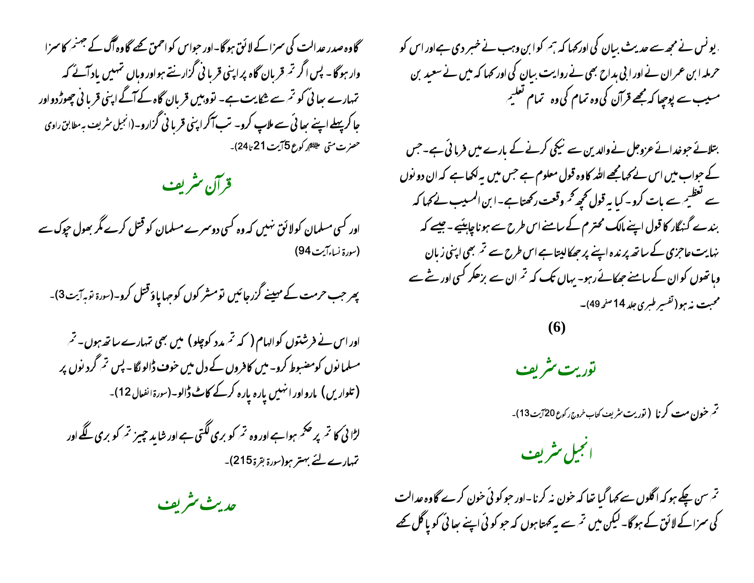۔یونس نے مجھ سے حدیث بیان کی اور کہا کہ ہم کو ابن وہب نے خبر دی ہے اور اس کو حرملہ ابن عمران نے اور ابی ہداج بھی نے روایت بیان کی اور کہا کہ میں نے سعید بن مسیب سے پوچھا کہ مجھے قرآن کی وہ تمام کی وہ تمام تعلیم

بتلائے جو خدائے عزوجل نے والدین سے نیکی کرنے کے بارے میں فرمائی ہے۔ جس کے جواب میں اس نے کہا مجھے اللہ کا وہ قول معلوم ہے جس میں یہ لکھا ہے کہ ان دونوں سے تعظیم سے بات کرو۔ کیا یہ قول کچھ کم وقعت رکھتا ہے۔ ابن المسیب نے کہا کہ بندے گنہگار کا قول اپنے مالک محترم کے سامنے اس طرح سے ہونا چاہیئے۔ جیسے کہ نہایت عاجزی کے ساتھ پرندہ اپنے پر جھکا لیتا ہے اس طرح سے تم بھی اپنی زبان وہاتھوں کو ان کے سامنے جھکائے رہو۔ یہاں تک کہ تم ان سے بڑھکر کسی اور شے سے محبت نہ ہو (تفسیر طبری جلد 14 صفحہ 49)۔

**(6)**

## توریت شریف

تم خون مت کرنا (توریت شریف کتاب خروج رکوع 20 آیت 13)۔

## انجیل شریف

تم سن چکے ہو کہ اگلوں سے کہا گیا تھا کہ خون نہ کرنا۔ اور جو کوئی خون کرے گا وہ عدالت کی سزا کے لائق کے ہوگا۔ لیکن میں تم سے یہ کہتا ہوں کہ جو کوئی اپنے بھائی کو پاگل کہے گا وہ صدر عدالت کی سزا کے لائق ہوگا۔ اور جو اس کو احمق کہے گا وہ آگ کے جہنم کا سزاوار ہوگا۔ پس اگر تم قربان گاہ پر اپنی قربانی گزارنتے ہو اور وہاں تمہیں یاد آئے کہ تمہارے بھائی کو تم سے شکایت ہے۔ تو وہیں قربان گاہ کے آگے اپنی قربانی چھوڑ دو اور جا کر پہلے اپنے بھائی سے ملاپ کرو۔ تب آکر اپنی قربانی گزارو۔ (انجیل شریف بہ مطابق راوی حضرت متی علیہ السلام رکوع 5 آیت 21 تا 24)۔

## قرآن شریف

اور کسی مسلمان کو لائق نہیں کہ وہ کسی دوسرے مسلمان کو قتل کرے مگر بھول چوک سے (سورۃ نساء آیت 94)

پھر جب حرمت کے مہینے گزر جائیں تو مشرکوں کو جہاں پاؤ قتل کرو۔ (سورۃ توبہ آیت 3)۔

اور اس نے فرشتوں کو الہام (کہ تم مدد کو چلو) میں بھی تمہارے ساتھ ہوں۔ تم مسلمانوں کو مضبوط کرو۔ میں کافروں کے دل میں خوف ڈالونگا۔ پس تم گردنوں پر (تلواریں) مارو اور انہیں پارہ پارہ کرکے کاٹ ڈالو۔ (سورۃ انفعال 12)۔

لڑائی کا تم پر حکم ہوا ہے اور وہ تم کو بری لگتی ہے اور شاید چیز تم کو بری لگے اور تمہارے لئے بہتر ہو (سورۃ بقرۃ 215)۔

## حدیث شریف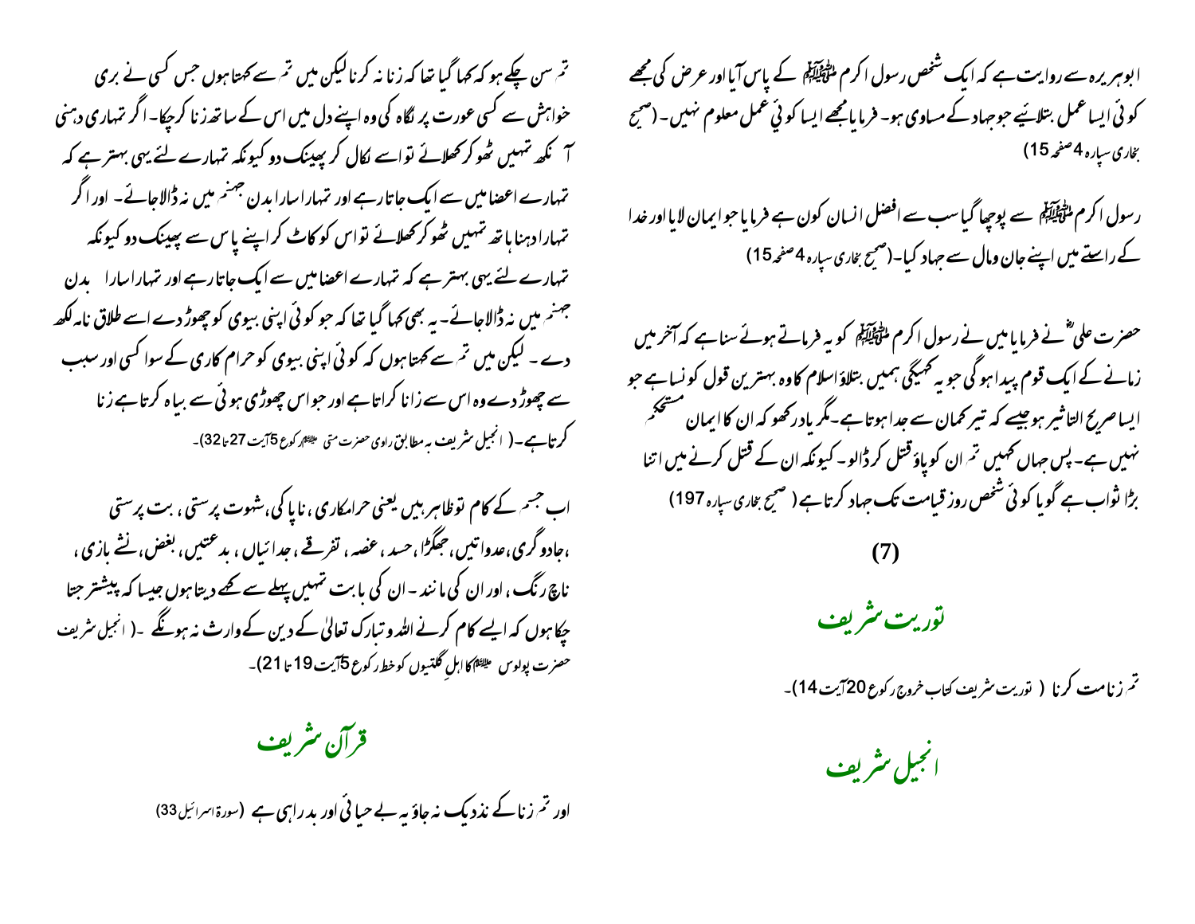ابوہریرہ سے روایت ہے کہ ایک شخص رسول اکرم ﷺ کے پاس آیا اور عرض کی مجھے کوئی ایسا عمل بتلائیے جو جہاد کے مساوی ہو۔ فرمایا مجھے ایسا کوئی عمل معلوم نہیں۔ (صحیح بخاری سپارہ 4 صفحہ 15)

رسول اکرم ﷺ سے پوچھا گیا سب سے افضل انسان کون ہے فرمایا جو ایمان لایا اور خدا کے راستے میں اپنے جان ومال سے جہاد کیا۔ (صحیح بخاری سپارہ 4 صفحہ 15)

حضرت علیؓ نے فرمایا میں نے رسول اکرم ﷺ کو یہ فرماتے ہوئے سنا ہے کہ آخر میں زمانے کے ایک قوم پیدا ہوگی جو یہ کہیگی ہمیں بتلاؤ اسلام کا وہ بہترین قول کونسا ہے جو ایسا صریح التاثیر ہو جیسے کہ تیر کمان سے جدا ہوتا ہے۔ مگر یاد رکھو کہ ان کا ایمان مستحکم نہیں ہے۔ پس جہاں کہیں تم ان کو پاؤ قتل کر ڈالو۔ کیونکہ ان کے قتل کرنے میں اتنا بڑا ثواب ہے گویا کوئی شخص روز قیامت تک جہاد کرتا ہے (صحیح بخاری سپارہ 197)

(7)

## توریت شریف

تم زنا مت کرنا (توریت شریف کتاب خروج رکوع 20 آیت 14)۔

## انجیل شریف

تم سن چکے ہو کہ کہا گیا تھا کہ زنا نہ کرنا لیکن میں تم سے کہتا ہوں جس کسی نے بری خواہش سے کسی عورت پر نگاہ کی وہ اپنے دل میں اس کے ساتھ زنا کر چکا۔ اگر تمہاری دہنی آنکھ تمہیں ٹھوکر کھلائے تو اسے نکال کر پھینک دو کیونکہ تمہارے لئے یہی بہتر ہے کہ تمہارے اعضا میں سے ایک جاتا رہے اور تمہارا سارا بدن جہنم میں نہ ڈالا جائے۔ اور اگر تمہارا دہنا ہاتھ تمہیں ٹھوکر کھلائے تو اس کو کاٹ کر اپنے پاس سے پھینک دو کیونکہ تمہارے لئے یہی بہتر ہے کہ تمہارے اعضا میں سے ایک جاتا رہے اور تمہارا سارا بدن جہنم میں نہ ڈالا جائے۔ یہ بھی کہا گیا تھا کہ جو کوئی اپنی بیوی کو چھوڑ دے اسے طلاق نامہ لکھ دے۔ لیکن میں تم سے کہتا ہوں کہ کوئی اپنی بیوی کو حرام کاری کے سوا کسی اور سبب سے چھوڑ دے وہ اس سے زنا کراتا ہے اور جو اس چھوڑی ہوئی سے بیاہ کرتا ہے زنا کرتا ہے۔ (انجیل شریف بہ مطابق راوی حضرت متی علیہ السلام رکوع 5 آیت 27 تا 32)۔

اب جسم کے کام تو ظاہر ہیں یعنی حرامکاری، ناپاکی، شہوت پرستی، بت پرستی، جادوگری، عداوتیں، جھگڑا، حسد، غصہ، تفرقے، جدائیاں، بدعتیں، بغض، نشے بازی، ناچ رنگ، اور ان کی مانند۔ ان کی بابت تمہیں پہلے سے کہے دیتا ہوں جیسا کہ پیشتر جتا چکا ہوں کہ ایسے کام کرنے اللہ و تبارک تعالیٰ کے دین کے وارث نہ ہونگے۔ (انجیل شریف حضرت پولوس علیہ السلام کا اہلِ گلتیوں کو خط رکوع 5 آیت 19 تا 21)۔

## قرآن شریف

اور تم زنا کے نذدیک نہ جاؤ یہ بے حیائی اور بدراہی ہے (سورۃ اسرائیل 33)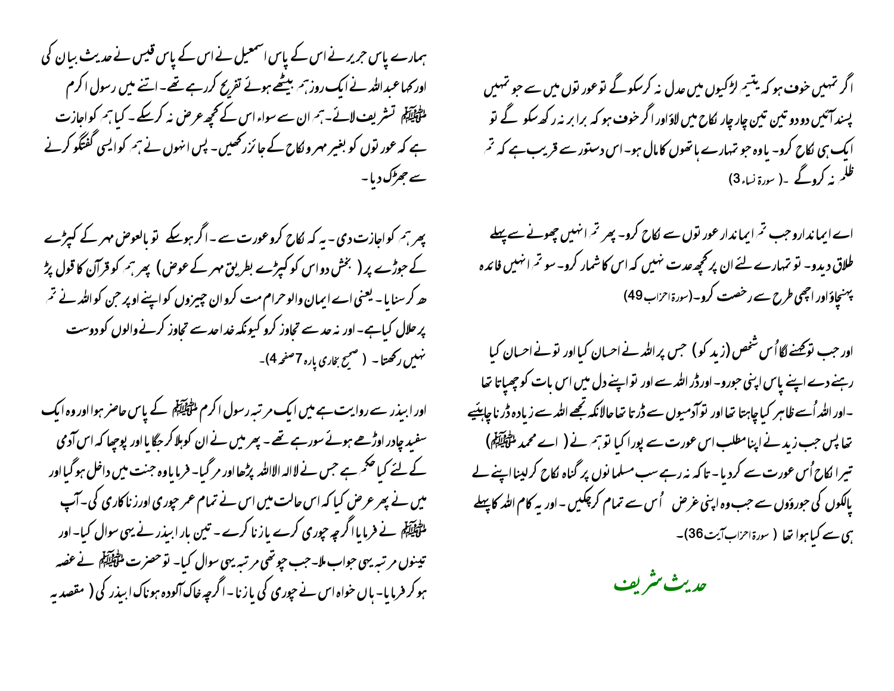اگر تمہیں خوف ہو کہ یتیم لڑکیوں میں عدل نہ کرسکو گے تو عورتوں میں سے جو تمہیں پسند آئیں دو دو تین تین چار چار نکاح میں لاؤ اور اگر خوف ہو کہ برابر نہ رکھ سکو گے تو ایک ہی نکاح کرو۔ یا وہ جو تمہارے ہاتھوں کا مال ہو۔ اس دستور سے قریب ہے کہ تم ظلم نہ کرو گے ۔( سورۃ نساء 3)

اے ایماندارو جب تم ایماندار عورتوں سے نکاح کرو۔ پھر تم انہیں چھونے سے پہلے طلاق دیدو۔ تو تمہارے لئے ان پر کچھ عدت نہیں کہ اس کا شمار کرو۔ سو تم انہیں فائدہ پہنچاؤ اور اچھی طرح سے رخصت کرو۔(سورۃ احزاب 49)

اور جب تو کہنے لگا اُس شخص (زید کو) جس پر اللہ نے احسان کیا اور تو نے احسان کیا رہنے دے اپنے پاس اپنی جورو۔ اور ڈر اللہ سے اور تو اپنے دل میں اس بات کو چھپاتا تھا۔ اور اللہ اُسے ظاہر کیا چاہتا تھا اور تو آدمیوں سے ڈرتا تھا حالانکہ تجھے اللہ سے زیادہ ڈرنا چاہئیے تھا پس جب زید نے اپنا مطلب اس عورت سے پورا کیا تو ہم نے ( اے محمد ﷺ) تیرا نکاح اُس عورت سے کردیا۔ تاکہ نہ رہے سب مسلمانوں پر گناہ نکاح کرلینا اپنے لے پالکوں کی جوروؤں سے جب وہ اپنی غرض اُس سے تمام کر چکیں۔ اور یہ کام اللہ کا پہلے ہی سے کیا ہوا تھا ( سورۃ احزاب آیت 36)۔

## حدیث شریف

ہمارے پاس جریر نے اس کے پاس اسمٰعیل نے اس کے پاس قیس نے حدیث بیان کی اور کہا عبداللہ نے ایک روز ہم بیٹھے ہوئے تفریح کررہے تھے۔ اتنے میں رسول اکرم ﷺ تشریف لائے۔ ہم ان سے سواء اس کے کچھ عرض نہ کرسکے۔ کیا ہم کو اجازت ہے کہ عورتوں کو بغیر مہر و نکاح کے جائز رکھیں۔ پس انہوں نے ہم کو ایسی گفتگو کرنے سے جھڑک دیا۔

پھر ہم کو اجازت دی۔ یہ کہ نکاح کرو عورت سے۔ اگر ہوسکے تو بالعوض مہر کے کپڑے کے جوڑے پر ( بخش دو اس کو کپڑے بطریق مہر کے عوض) پھر ہم کو قرآن کا قول پڑھ کر سنایا۔ یعنی اے ایمان والو حرام مت کرو ان چیزوں کو اپنے اوپر جن کو اللہ نے تم پر حلال کیا ہے۔ اور نہ حد سے تجاوز کرو کیونکہ خدا حد سے تجاوز کرنے والوں کو دوست نہیں رکھتا۔ ( صحیح بخاری پارہ 7 صفحہ 4)۔

اور ابیذر سے روایت ہے میں ایک مرتبہ رسول اکرم ﷺ کے پاس حاضر ہوا اور وہ ایک سفید چادر اوڑھے ہوئے سو رہے تھے۔ پھر میں نے ان کو ہلا کر جگایا اور پوچھا کہ اس آدمی کے لئے کیا حکم ہے جس نے لاالہ الااللہ پڑھا اور مرگیا۔ فرمایا وہ جنت میں داخل ہوگیا اور میں نے پھر عرض کیا کہ اس حالت میں اس نے تمام عمر چوری اور زناکاری کی۔ آپ ﷺ نے فرمایا اگرچہ چوری کرے یا زنا کرے۔ تین بار ابیذر نے یہی سوال کیا۔ اور تینوں مرتبہ یہی جواب ملا۔ جب چوتھی مرتبہ یہی سوال کیا۔ تو حضرت ﷺ نے غصہ ہو کر فرمایا۔ ہاں خواہ اس نے چوری کی یا زنا۔ اگرچہ خاک آلودہ ہو ناک ابیذر کی ( مقصد یہ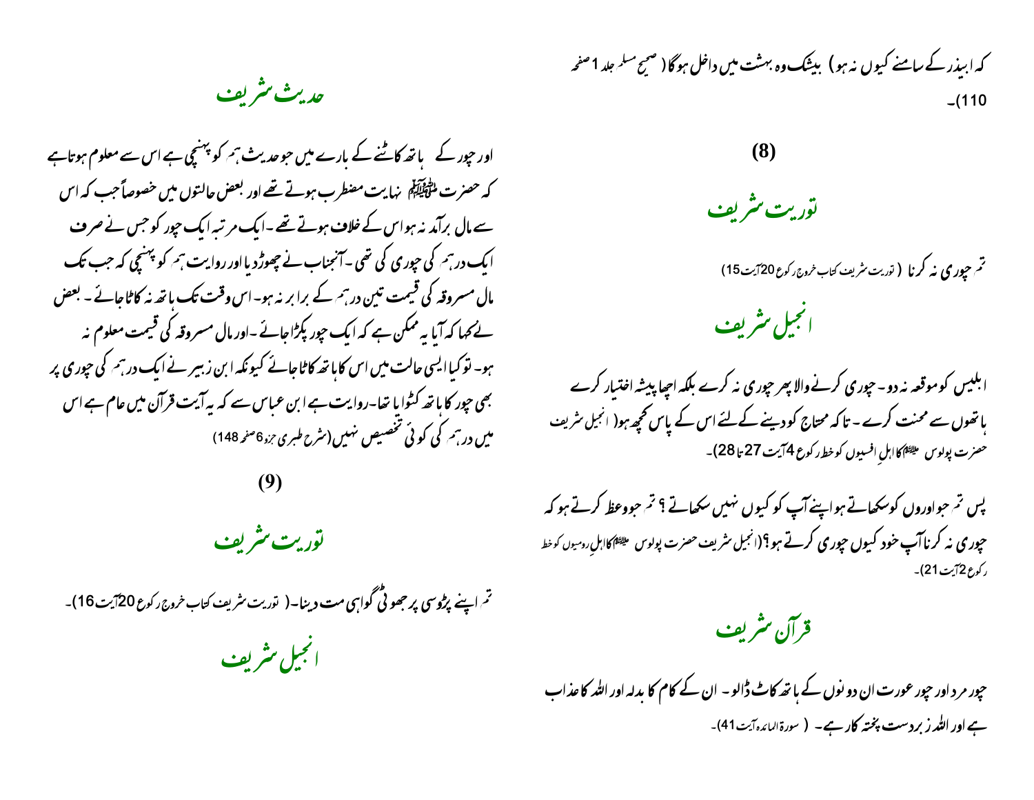کہ ابیذر کے سامنے کیوں نہ ہو) بیشک وہ بہشت میں داخل ہوگا (صحیح مسلم جلد 1 صفحہ 110)۔

**(8)**

## توریت شریف

تم چوری نہ کرنا (توریت شریف کتاب خروج رکوع 20 آیت 15)

## انجیل شریف

ابلیس کو موقعہ نہ دو۔ چوری کرنے والا پھر چوری نہ کرے بلکہ اچھا پیشہ اختیار کرے ہاتھوں سے محنت کرے۔ تاکہ محتاج کو دینے کے لئے اس کے پاس کچھ ہو (انجیل شریف حضرت پولوس علیہ السلام کا اہلِ افسیوں کو خط رکوع 4 آیت 27 تا 28)۔

پس تم جو اوروں کو سکھاتے ہو اپنے آپ کو کیوں نہیں سکھاتے؟ تم جو وعظ کرتے ہو کہ چوری نہ کرنا آپ خود کیوں چوری کرتے ہو؟ (انجیل شریف حضرت پولوس علیہ السلام کا اہلِ رومیوں کو خط رکوع 2 آیت 21)۔

## قرآن شریف

چور مرد اور چور عورت ان دونوں کے ہاتھ کاٹ ڈالو۔ ان کے کام کا بدلہ اور اللہ کا عذاب ہے اور اللہ زبردست پختہ کار ہے۔ (سورۃ المائدہ آیت 41)۔

## حدیث شریف

اور چور کے ہاتھ کاٹنے کے بارے میں جو حدیث ہم کو پہنچی ہے اس سے معلوم ہوتا ہے کہ حضرت صلی اللہ علیہ وسلم نہایت مضطرب ہوتے تھے اور بعض حالتوں میں خصوصاً جب کہ اس سے مال برآمد نہ ہو اس کے خلاف ہوتے تھے۔ ایک مرتبہ ایک چور کو جس نے صرف ایک درہم کی چوری کی تھی۔ آنجناب نے چھوڑ دیا اور روایت ہم کو پہنچی کہ جب تک مال مسروقہ کی قیمت تین درہم کے برابر نہ ہو۔ اس وقت تک ہاتھ نہ کاٹا جائے۔ بعض نے کہا کہ آیا یہ ممکن ہے کہ ایک چور پکڑا جائے۔ اور مال مسروقہ کی قیمت معلوم نہ ہو۔ تو کیا ایسی حالت میں اس کا ہاتھ کاٹا جائے کیونکہ ابن زبیر نے ایک درہم کی چوری پر بھی چور کا ہاتھ کٹوایا تھا۔ روایت ہے ابن عباس سے کہ یہ آیت قرآن میں عام ہے اس میں درہم کی کوئی تخصیص نہیں (شرح طبری جزو 6 صفحہ 148)

**(9)**

## توریت شریف

تم اپنے پڑوسی پر جھوٹی گواہی مت دینا۔ (توریت شریف کتاب خروج رکوع 20 آیت 16)۔

## انجیل شریف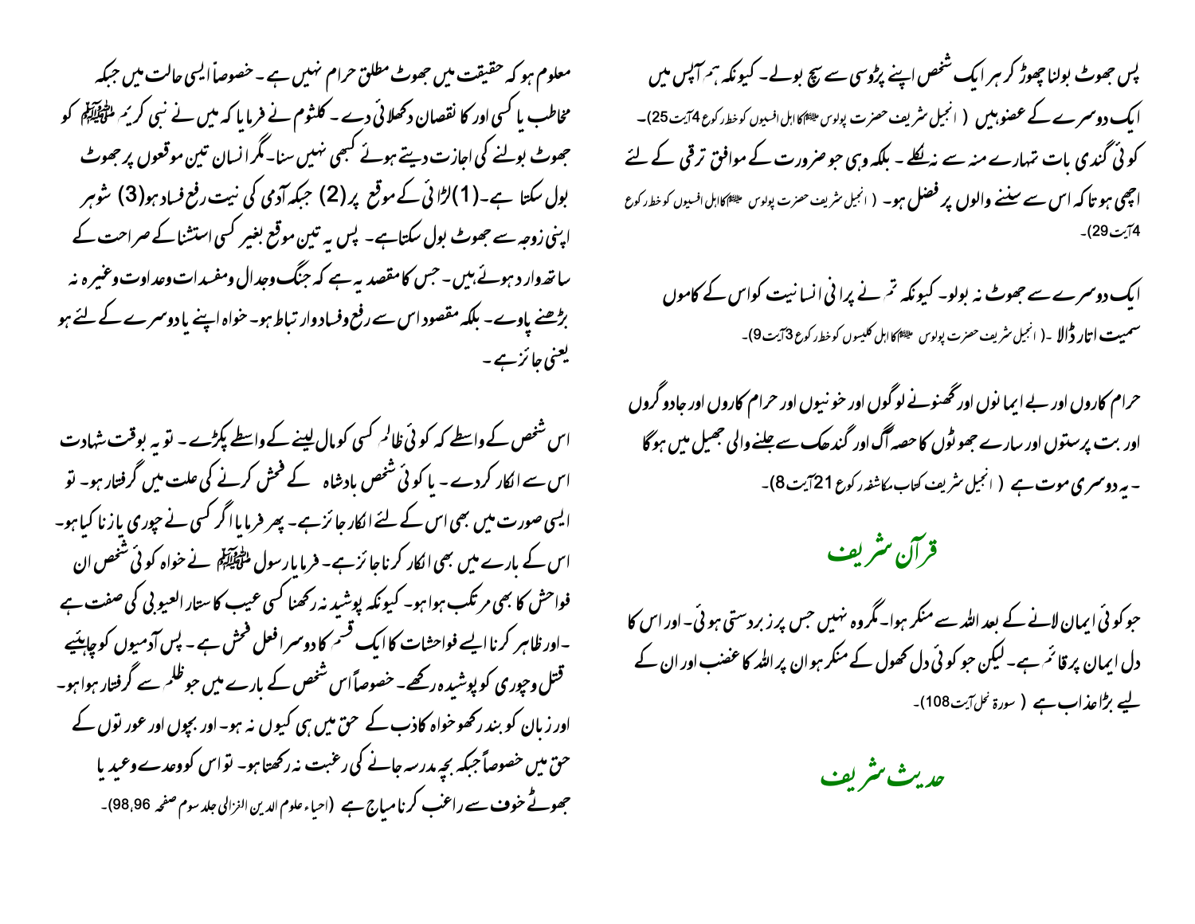پس جھوٹ بولنا چھوڑ کر ہر ایک شخص اپنے پڑوسی سے سچ بولے۔ کیونکہ ہم آپس میں ایک دوسرے کے عضو ہیں ( انجیل شریف حضرت پولوس ؑ کا اہل افسیوں کو خط رکوع 4 آیت 25)۔ کوئی گندی بات تمہارے منہ سے نہ نکلے۔ بلکہ وہی جو ضرورت کے موافق ترقی کے لئے اچھی ہو تاکہ اس سے سننے والوں پر فضل ہو۔ ( انجیل شریف حضرت پولوس ؑ کا اہل افسیوں کو خط رکوع 4 آیت 29)۔

ایک دوسرے سے جھوٹ نہ بولو۔ کیونکہ تم نے پرانی انسانیت کو اس کے کاموں سمیت اتار ڈالا ۔( انجیل شریف حضرت پولوس ؑ کا اہل کلیسوں کو خط رکوع 3 آیت 9)۔

حرام کاروں اور بے ایمانوں اور گھنونے لوگوں اور خونیوں اور حرام کاروں اور جادو گروں اور بت پرستوں اور سارے جھوٹوں کا حصہ آگ اور گندھک سے جلنے والی جھیل میں ہوگا ۔ یہ دوسری موت ہے ( انجیل شریف کتاب مکاشفہ رکوع 21 آیت 8)۔

## قرآن شریف

جو کوئی ایمان لانے کے بعد اللہ سے منکر ہوا۔ مگر وہ نہیں جس پر زبردستی ہوئی۔ اور اس کا دل ایمان پر قائم ہے۔ لیکن جو کوئی دل کھول کے منکر ہو ان پر اللہ کا غضب اور ان کے لیے بڑا عذاب ہے ( سورۃ نحل آیت 108)۔

## حدیث شریف

معلوم ہو کہ حقیقت میں جھوٹ مطلق حرام نہیں ہے۔ خصوصاً ایسی حالت میں جبکہ مخاطب یا کسی اور کا نقصان دکھلائی دے۔ کلثوم نے فرمایا کہ میں نے نبی کریم ﷺ کو جھوٹ بولنے کی اجازت دیتے ہوئے کبھی نہیں سنا۔ مگر انسان تین موقعوں پر جھوٹ بول سکتا ہے۔ (1) لڑائی کے موقع پر (2) جبکہ آدمی کی نیت رفع فساد ہو (3) شوہر اپنی زوجہ سے جھوٹ بول سکتا ہے۔ پس یہ تین موقع بغیر کسی استثنا کے صراحت کے ساتھ وارد ہوئے ہیں۔ جس کا مقصد یہ ہے کہ جنگ وجدال ومفسدات وعداوت وغیرہ نہ بڑھنے پاوے۔ بلکہ مقصود اس سے رفع وفساد وارتباط ہو۔ خواہ اپنے یا دوسرے کے لئے ہو یعنی جائز ہے۔

اس شخص کے واسطے کہ کوئی ظالم کسی کو مال لینے کے واسطے پکڑے۔ تو یہ بوقت شہادت اس سے انکار کردے۔ یا کوئی شخص بادشاہ کے فحش کرنے کی علت میں گرفتار ہو۔ تو ایسی صورت میں بھی اس کے لئے انکار جائز ہے۔ پھر فرمایا اگر کسی نے چوری یا زنا کیا ہو۔ اس کے بارے میں بھی انکار کرنا جائز ہے۔ فرمایا رسول ﷺ نے خواہ کوئی شخص ان فواحش کا بھی مرتکب ہوا ہو۔ کیونکہ پوشیدہ نہ رکھنا کسی عیب کا ستار العیوبی کی صفت ہے ۔ اور ظاہر کرنا ایسے فواحشات کا ایک قسم کا دوسرا فعل فحش ہے۔ پس آدمیوں کو چاہئیے قتل وچوری کو پوشیدہ رکھے۔ خصوصاً اس شخص کے بارے میں جو ظلم سے گرفتار ہوا ہو۔ اور زبان کو بند رکھو خواہ کاذب کے حق میں ہی کیوں نہ ہو۔ اور بچوں اور عورتوں کے حق میں خصوصاً جبکہ بچہ مدرسہ جانے کی رغبت نہ رکھتا ہو۔ تو اس کو وعدے وعید یا جھوٹے خوف سے راغب کرنا مباح ہے (احیاء علوم الدین الغزالی جلد سوم صفحہ 98,96)۔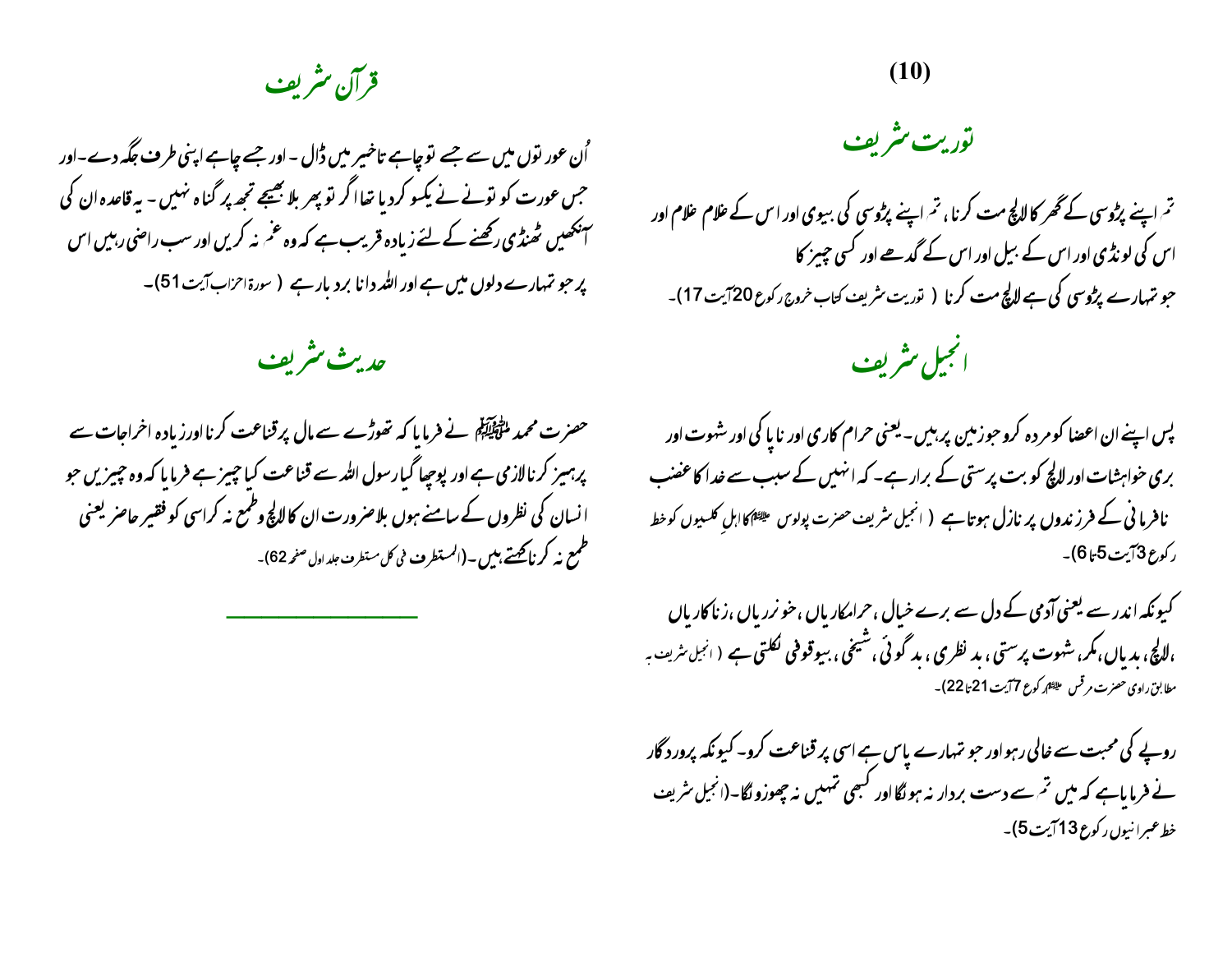(10)

## توریت شریف

تم اپنے پڑوسی کے گھر کا لالچ مت کرنا، تم اپنے پڑوسی کی بیوی اور اس کے غلام غلام اور اس کی لونڈی اور اس کے بیل اور اس کے گدھے اور کسی چیز کا جو تمہارے پڑوسی کی ہے لالچ مت کرنا ( توریت شریف کتاب خروج رکوع 20 آیت 17)۔

## انجیل شریف

پس اپنے ان اعضا کو مردہ کرو جو زمین پر ہیں۔ یعنی حرام کاری اور ناپاکی اور شہوت اور بری خواہشات اور لالچ کو بت پرستی کے برابر ہے۔ کہ انہیں کے سبب سے خدا کا غضب نافرمانی کے فرزندوں پر نازل ہوتا ہے ( انجیل شریف حضرت پولوس علیہ السلام کا اہل کلسیوں کو خط رکوع 3 آیت 5 تا 6)۔

کیونکہ اندر سے یعنی آدمی کے دل سے برے خیال، حرامکاریاں، خونریزیاں، زناکاریاں، لالچ، بدیاں، مکر، شہوت پرستی، بد نظری، بد گوئی، شیخی، بیوقوفی نکلتی ہے ( انجیل شریف بہ مطابق راوی حضرت مرقس علیہ السلام رکوع 7 آیت 21 تا 22)۔

روپے کی محبت سے خالی رہو اور جو تمہارے پاس ہے اسی پر قناعت کرو۔ کیونکہ پروردگار نے فرمایا ہے کہ میں تم سے دست بردار نہ ہونگا اور کبھی تمہیں نہ چھوڑونگا۔(انجیل شریف خط عبرانیوں رکوع 13 آیت 5)۔

## قرآن شریف

اُن عورتوں میں سے جسے تو چاہے تاخیر میں ڈال - اور جسے چاہے اپنی طرف جگہ دے۔ اور جس عورت کو تونے نے یکسو کردیا تھا اگر تو پھر بلا بھیجے تجھ پر گناہ نہیں - یہ قاعدہ ان کی آنکھیں ٹھنڈی رکھنے کے لئے زیادہ قریب ہے کہ وہ غم نہ کریں اور سب راضی رہیں اس پر جو تمہارے دلوں میں ہے اور اللہ دانا بردبار ہے ( سورۃ احزاب آیت 51)۔

## حدیث شریف

حضرت محمد ﷺ نے فرمایا کہ تھوڑے سے مال پر قناعت کرنا اور زیادہ اخراجات سے پرہیز کرنا لازمی ہے اور پوچھا گیا رسول اللہ سے قناعت کیا چیز ہے فرمایا کہ وہ چیزیں جو انسان کی نظروں کے سامنے ہوں بلاضرورت ان کا لالچ و طمع نہ کرا سی کو فقیر حاضر یعنی طمع نہ کرنا کہتے ہیں۔(المستطرف فی کل مستطرف جلد اول صفحہ 62)۔